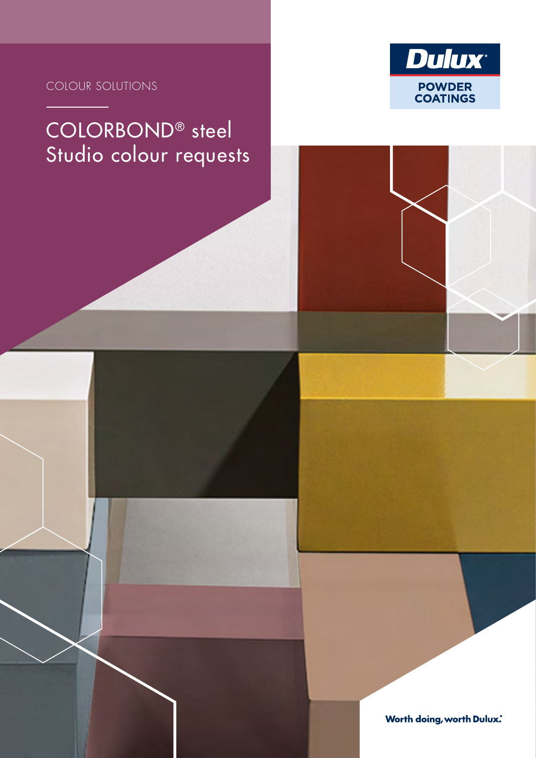COLOUR SOLUTIONS

# COLORBOND® steel Studio colour requests

Dulux

POWDER COATINGS

Worth doing, worth Dulux.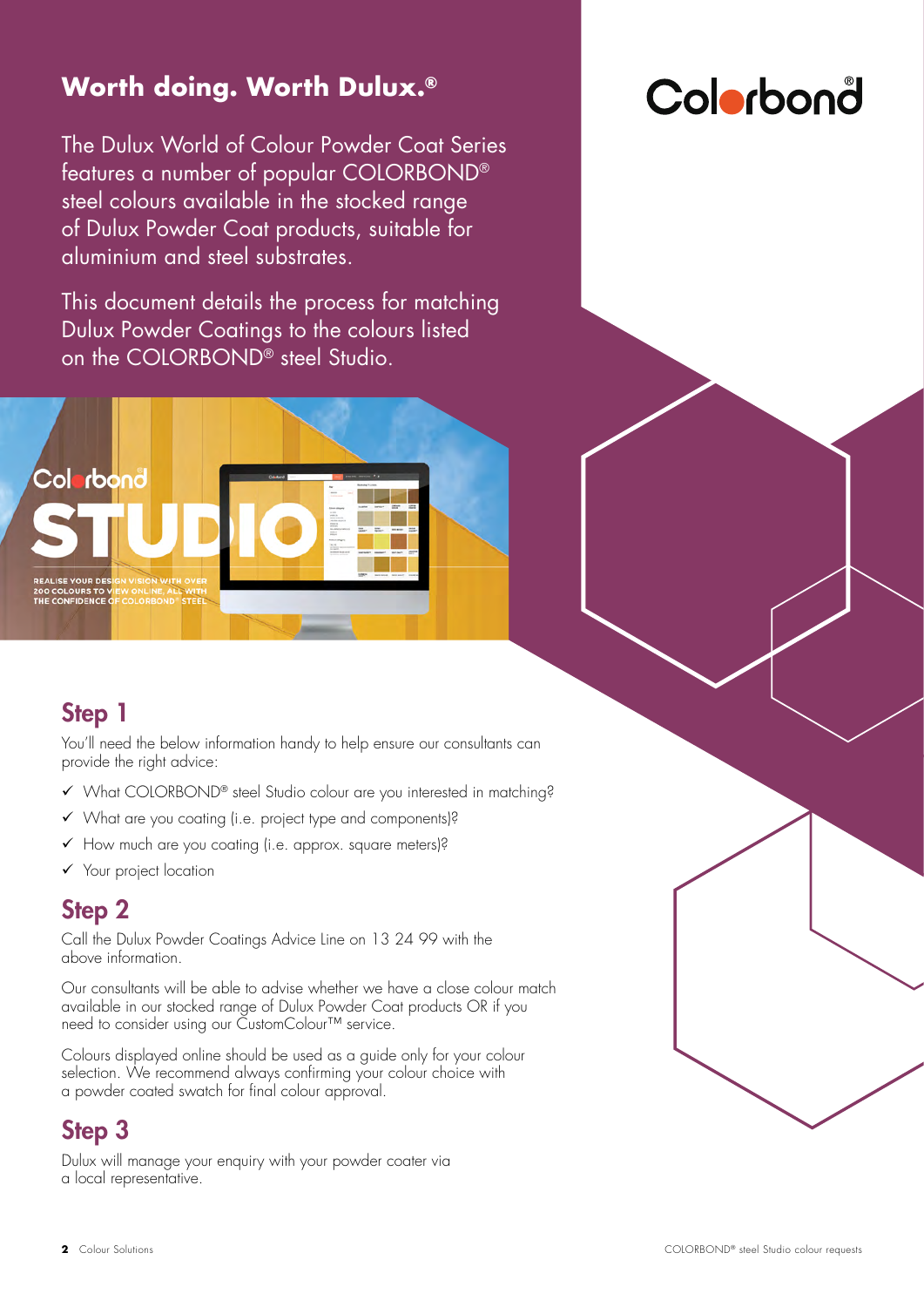## Worth doing. Worth Dulux.®

The Dulux World of Colour Powder Coat Series features a number of popular COLORBOND® steel colours available in the stocked range of Dulux Powder Coat products, suitable for aluminium and steel substrates.

This document details the process for matching Dulux Powder Coatings to the colours listed on the COLORBOND® steel Studio.

## Step 1

You'll need the below information handy to help ensure our consultants can provide the right advice:

- ✓ What COLORBOND® steel Studio colour are you interested in matching?
- ✓ What are you coating (i.e. project type and components)?
- ✓ How much are you coating (i.e. approx. square meters)?
- ✓ Your project location

## Step 2

Call the Dulux Powder Coatings Advice Line on 13 24 99 with the above information.

Our consultants will be able to advise whether we have a close colour match available in our stocked range of Dulux Powder Coat products OR if you need to consider using our CustomColour™ service.

Colours displayed online should be used as a guide only for your colour selection. We recommend always confirming your colour choice with a powder coated swatch for final colour approval.

## Step 3

Dulux will manage your enquiry with your powder coater via a local representative.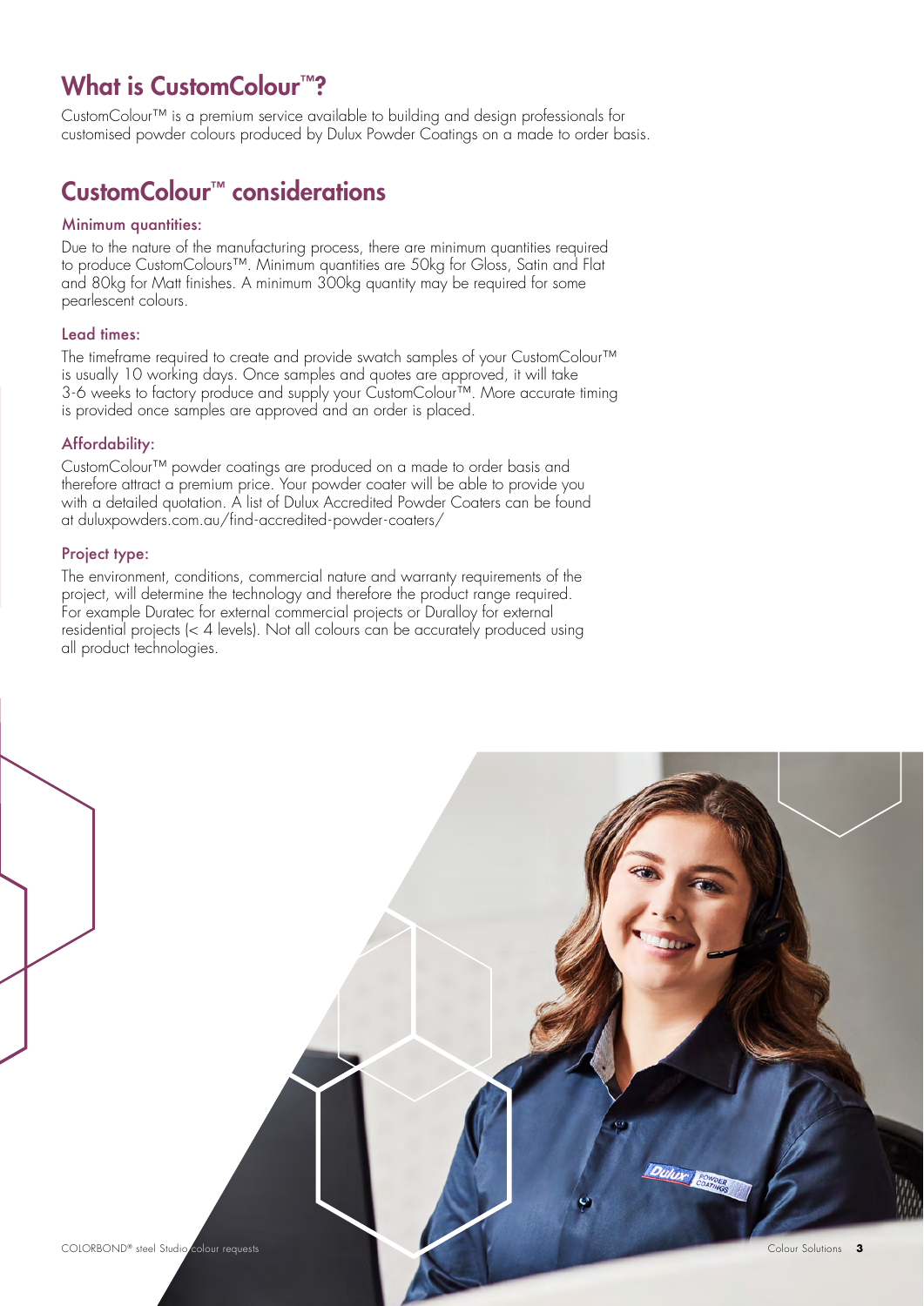## What is CustomColour™?

CustomColour™ is a premium service available to building and design professionals for customised powder colours produced by Dulux Powder Coatings on a made to order basis.

## CustomColour™ considerations

### Minimum quantities:

Due to the nature of the manufacturing process, there are minimum quantities required to produce CustomColours™. Minimum quantities are 50kg for Gloss, Satin and Flat and 80kg for Matt finishes. A minimum 300kg quantity may be required for some pearlescent colours.

### Lead times:

The timeframe required to create and provide swatch samples of your CustomColour™ is usually 10 working days. Once samples and quotes are approved, it will take 3-6 weeks to factory produce and supply your CustomColour™. More accurate timing is provided once samples are approved and an order is placed.

### Affordability:

CustomColour™ powder coatings are produced on a made to order basis and therefore attract a premium price. Your powder coater will be able to provide you with a detailed quotation. A list of Dulux Accredited Powder Coaters can be found at duluxpowders.com.au/find-accredited-powder-coaters/

### Project type:

The environment, conditions, commercial nature and warranty requirements of the project, will determine the technology and therefore the product range required. For example Duratec for external commercial projects or Duralloy for external residential projects (< 4 levels). Not all colours can be accurately produced using all product technologies.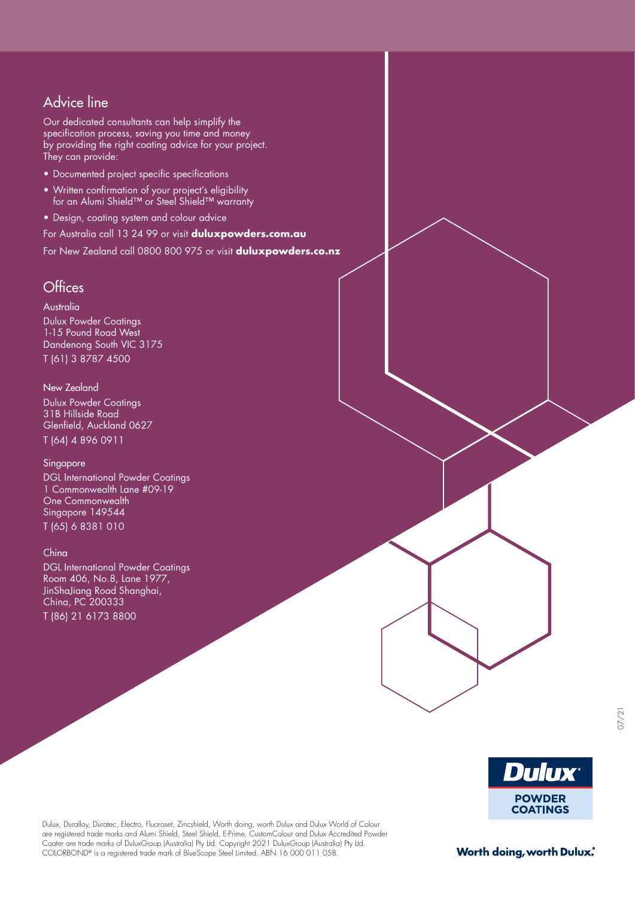## Advice line

Our dedicated consultants can help simplify the specification process, saving you time and money by providing the right coating advice for your project. They can provide:

- Documented project specific specifications
- Written confirmation of your project's eligibility for an Alumi Shield™ or Steel Shield™ warranty
- Design, coating system and colour advice

For Australia call 13 24 99 or visit **duluxpowders.com.au**

For New Zealand call 0800 800 975 or visit **duluxpowders.co.nz**

## Offices

Australia

Dulux Powder Coatings
1-15 Pound Road West
Dandenong South VIC 3175
T (61) 3 8787 4500

New Zealand

Dulux Powder Coatings
31B Hillside Road
Glenfield, Auckland 0627
T (64) 4 896 0911

Singapore

DGL International Powder Coatings
1 Commonwealth Lane #09-19
One Commonwealth
Singapore 149544
T (65) 6 8381 010

China

DGL International Powder Coatings
Room 406, No.8, Lane 1977,
JinShaJiang Road Shanghai,
China, PC 200333
T (86) 21 6173 8800

07/21

Dulux POWDER COATINGS

Dulux, Duralloy, Duratec, Electro, Fluoroset, Zincshield, Worth doing, worth Dulux and Dulux World of Colour are registered trade marks and Alumi Shield, Steel Shield, E-Prime, CustomColour and Dulux Accredited Powder Coater are trade marks of DuluxGroup (Australia) Pty Ltd. Copyright 2021 DuluxGroup (Australia) Pty Ltd. COLORBOND® is a registered trade mark of BlueScope Steel Limited. ABN 16 000 011 058.

Worth doing, worth Dulux.